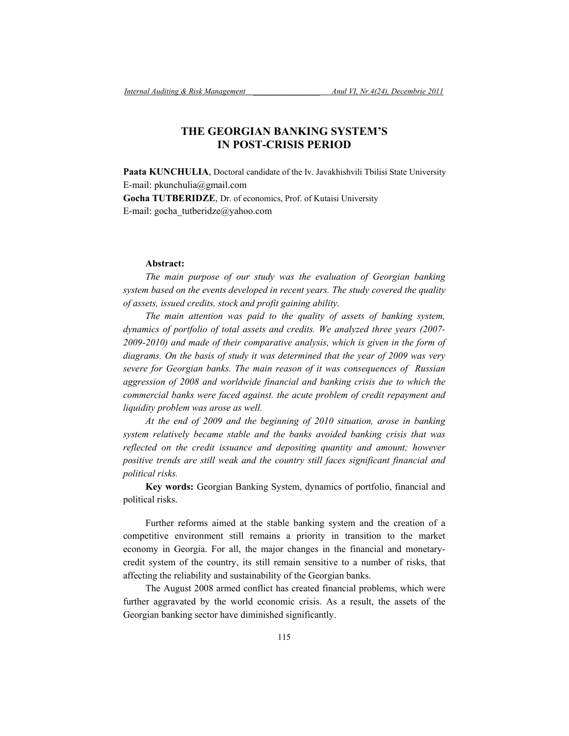# THE GEORGIAN BANKING SYSTEM'S IN POST-CRISIS PERIOD

**Paata KUNCHULIA**, Doctoral candidate of the Iv. Javakhishvili Tbilisi State University
E-mail: pkunchulia@gmail.com
**Gocha TUTBERIDZE**, Dr. of economics, Prof. of Kutaisi University
E-mail: gocha_tutberidze@yahoo.com

**Abstract:**

*The main purpose of our study was the evaluation of Georgian banking system based on the events developed in recent years. The study covered the quality of assets, issued credits, stock and profit gaining ability.*

*The main attention was paid to the quality of assets of banking system, dynamics of portfolio of total assets and credits. We analyzed three years (2007-2009-2010) and made of their comparative analysis, which is given in the form of diagrams. On the basis of study it was determined that the year of 2009 was very severe for Georgian banks. The main reason of it was consequences of Russian aggression of 2008 and worldwide financial and banking crisis due to which the commercial banks were faced against. the acute problem of credit repayment and liquidity problem was arose as well.*

*At the end of 2009 and the beginning of 2010 situation, arose in banking system relatively became stable and the banks avoided banking crisis that was reflected on the credit issuance and depositing quantity and amount; however positive trends are still weak and the country still faces significant financial and political risks.*

**Key words:** Georgian Banking System, dynamics of portfolio, financial and political risks.

Further reforms aimed at the stable banking system and the creation of a competitive environment still remains a priority in transition to the market economy in Georgia. For all, the major changes in the financial and monetary-credit system of the country, its still remain sensitive to a number of risks, that affecting the reliability and sustainability of the Georgian banks.

The August 2008 armed conflict has created financial problems, which were further aggravated by the world economic crisis. As a result, the assets of the Georgian banking sector have diminished significantly.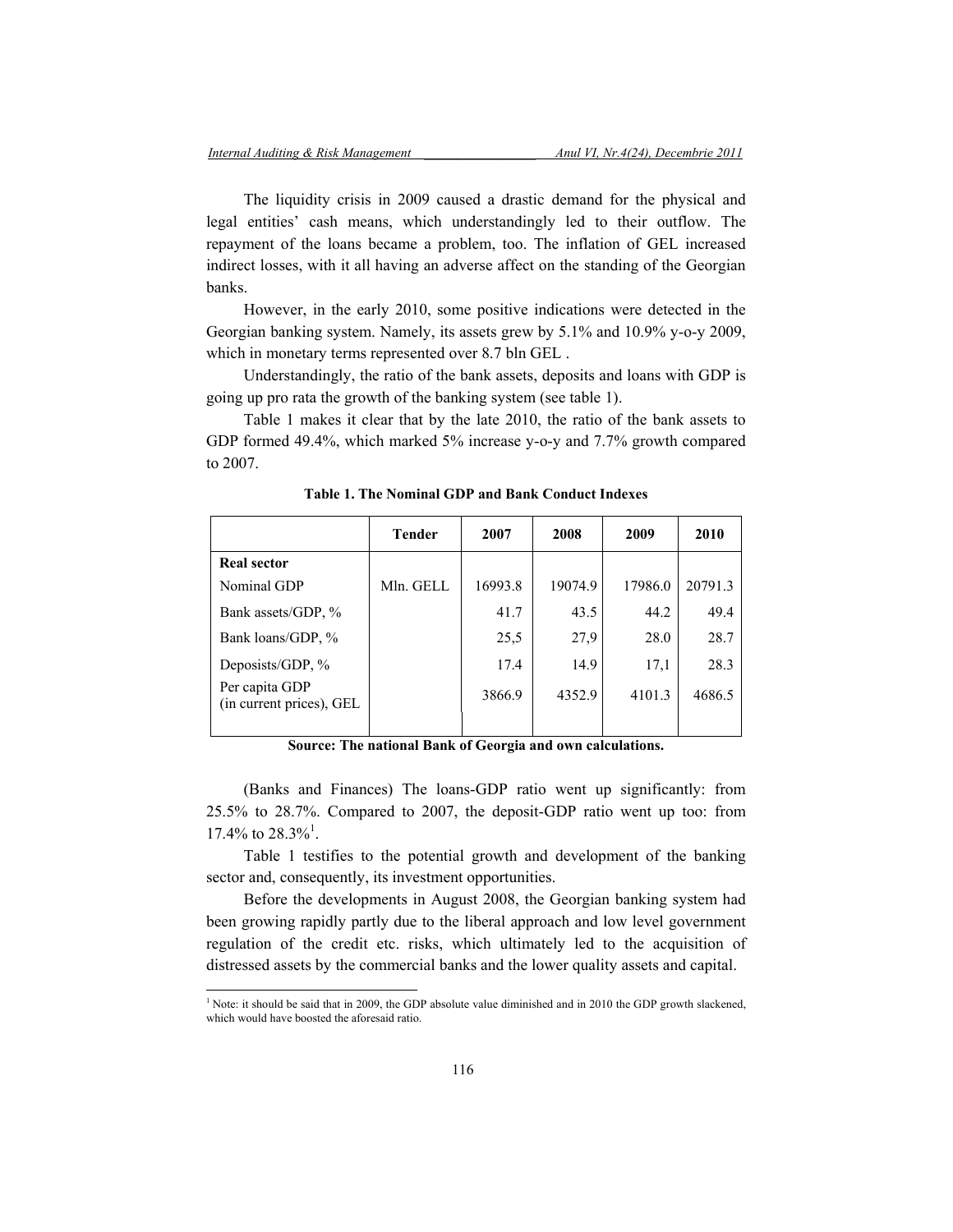The liquidity crisis in 2009 caused a drastic demand for the physical and legal entities' cash means, which understandingly led to their outflow. The repayment of the loans became a problem, too. The inflation of GEL increased indirect losses, with it all having an adverse affect on the standing of the Georgian banks.

However, in the early 2010, some positive indications were detected in the Georgian banking system. Namely, its assets grew by 5.1% and 10.9% y-o-y 2009, which in monetary terms represented over 8.7 bln GEL .

Understandingly, the ratio of the bank assets, deposits and loans with GDP is going up pro rata the growth of the banking system (see table 1).

Table 1 makes it clear that by the late 2010, the ratio of the bank assets to GDP formed 49.4%, which marked 5% increase y-o-y and 7.7% growth compared to 2007.

**Table 1. The Nominal GDP and Bank Conduct Indexes**

| | Tender | 2007 | 2008 | 2009 | 2010 |
|---|---|---|---|---|---|
| **Real sector** | | | | | |
| Nominal GDP | Mln. GELL | 16993.8 | 19074.9 | 17986.0 | 20791.3 |
| Bank assets/GDP, % | | 41.7 | 43.5 | 44.2 | 49.4 |
| Bank loans/GDP, % | | 25,5 | 27,9 | 28.0 | 28.7 |
| Deposists/GDP, % | | 17.4 | 14.9 | 17,1 | 28.3 |
| Per capita GDP (in current prices), GEL | | 3866.9 | 4352.9 | 4101.3 | 4686.5 |

**Source: The national Bank of Georgia and own calculations.**

(Banks and Finances) The loans-GDP ratio went up significantly: from 25.5% to 28.7%. Compared to 2007, the deposit-GDP ratio went up too: from 17.4% to 28.3%[1].

Table 1 testifies to the potential growth and development of the banking sector and, consequently, its investment opportunities.

Before the developments in August 2008, the Georgian banking system had been growing rapidly partly due to the liberal approach and low level government regulation of the credit etc. risks, which ultimately led to the acquisition of distressed assets by the commercial banks and the lower quality assets and capital.

[1] Note: it should be said that in 2009, the GDP absolute value diminished and in 2010 the GDP growth slackened, which would have boosted the aforesaid ratio.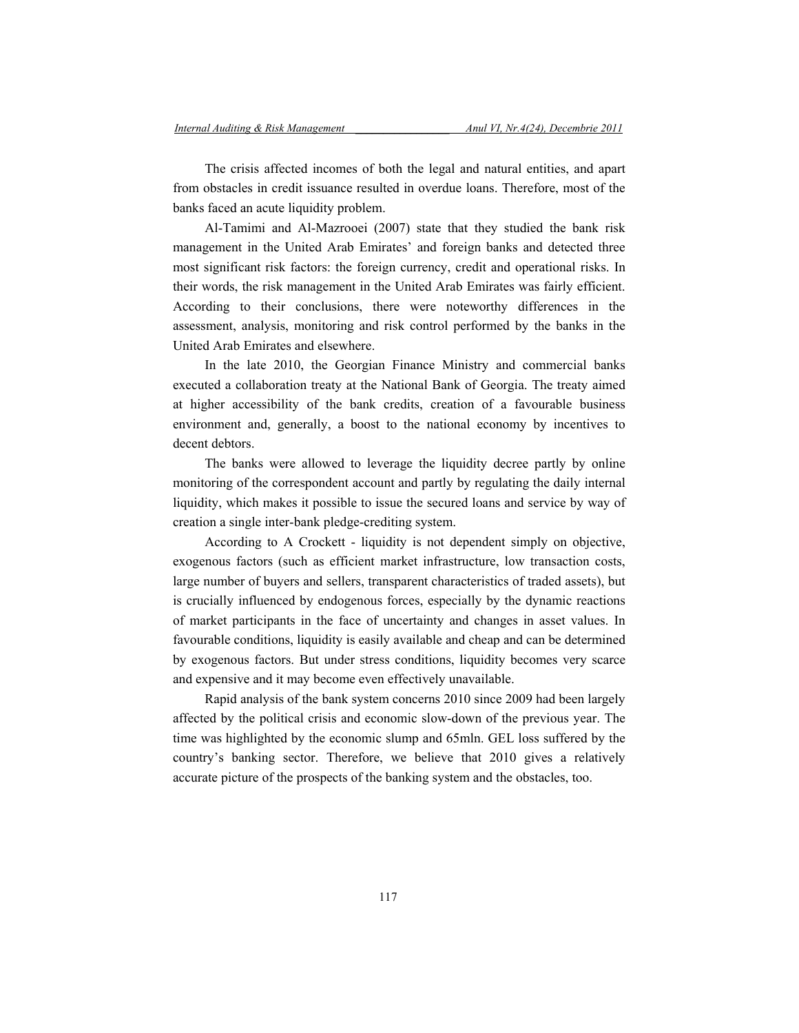The crisis affected incomes of both the legal and natural entities, and apart from obstacles in credit issuance resulted in overdue loans. Therefore, most of the banks faced an acute liquidity problem.

Al-Tamimi and Al-Mazrooei (2007) state that they studied the bank risk management in the United Arab Emirates' and foreign banks and detected three most significant risk factors: the foreign currency, credit and operational risks. In their words, the risk management in the United Arab Emirates was fairly efficient. According to their conclusions, there were noteworthy differences in the assessment, analysis, monitoring and risk control performed by the banks in the United Arab Emirates and elsewhere.

In the late 2010, the Georgian Finance Ministry and commercial banks executed a collaboration treaty at the National Bank of Georgia. The treaty aimed at higher accessibility of the bank credits, creation of a favourable business environment and, generally, a boost to the national economy by incentives to decent debtors.

The banks were allowed to leverage the liquidity decree partly by online monitoring of the correspondent account and partly by regulating the daily internal liquidity, which makes it possible to issue the secured loans and service by way of creation a single inter-bank pledge-crediting system.

According to A Crockett - liquidity is not dependent simply on objective, exogenous factors (such as efficient market infrastructure, low transaction costs, large number of buyers and sellers, transparent characteristics of traded assets), but is crucially influenced by endogenous forces, especially by the dynamic reactions of market participants in the face of uncertainty and changes in asset values. In favourable conditions, liquidity is easily available and cheap and can be determined by exogenous factors. But under stress conditions, liquidity becomes very scarce and expensive and it may become even effectively unavailable.

Rapid analysis of the bank system concerns 2010 since 2009 had been largely affected by the political crisis and economic slow-down of the previous year. The time was highlighted by the economic slump and 65mln. GEL loss suffered by the country's banking sector. Therefore, we believe that 2010 gives a relatively accurate picture of the prospects of the banking system and the obstacles, too.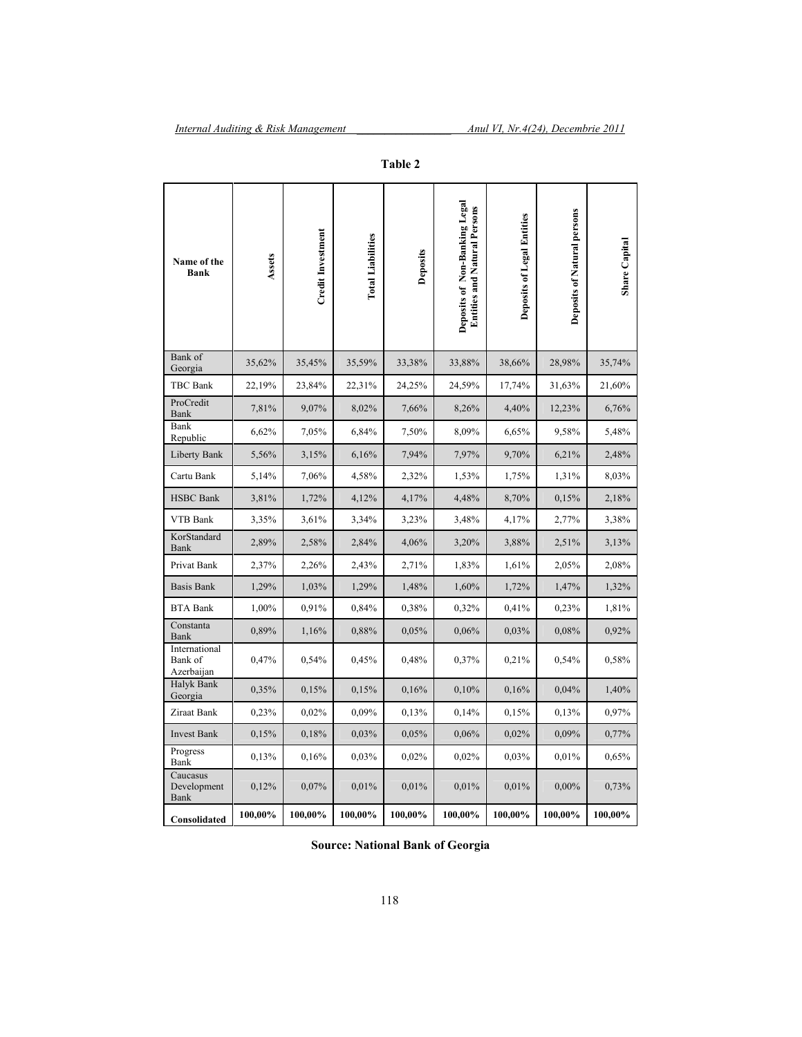**Table 2**

| Name of the Bank | Assets | Credit Investment | Total Liabilities | Deposits | Deposits of Non-Banking Legal Entities and Natural Persons | Deposits of Legal Entities | Deposits of Natural persons | Share Capital |
|---|---|---|---|---|---|---|---|---|
| Bank of Georgia | 35,62% | 35,45% | 35,59% | 33,38% | 33,88% | 38,66% | 28,98% | 35,74% |
| TBC Bank | 22,19% | 23,84% | 22,31% | 24,25% | 24,59% | 17,74% | 31,63% | 21,60% |
| ProCredit Bank | 7,81% | 9,07% | 8,02% | 7,66% | 8,26% | 4,40% | 12,23% | 6,76% |
| Bank Republic | 6,62% | 7,05% | 6,84% | 7,50% | 8,09% | 6,65% | 9,58% | 5,48% |
| Liberty Bank | 5,56% | 3,15% | 6,16% | 7,94% | 7,97% | 9,70% | 6,21% | 2,48% |
| Cartu Bank | 5,14% | 7,06% | 4,58% | 2,32% | 1,53% | 1,75% | 1,31% | 8,03% |
| HSBC Bank | 3,81% | 1,72% | 4,12% | 4,17% | 4,48% | 8,70% | 0,15% | 2,18% |
| VTB Bank | 3,35% | 3,61% | 3,34% | 3,23% | 3,48% | 4,17% | 2,77% | 3,38% |
| KorStandard Bank | 2,89% | 2,58% | 2,84% | 4,06% | 3,20% | 3,88% | 2,51% | 3,13% |
| Privat Bank | 2,37% | 2,26% | 2,43% | 2,71% | 1,83% | 1,61% | 2,05% | 2,08% |
| Basis Bank | 1,29% | 1,03% | 1,29% | 1,48% | 1,60% | 1,72% | 1,47% | 1,32% |
| BTA Bank | 1,00% | 0,91% | 0,84% | 0,38% | 0,32% | 0,41% | 0,23% | 1,81% |
| Constanta Bank | 0,89% | 1,16% | 0,88% | 0,05% | 0,06% | 0,03% | 0,08% | 0,92% |
| International Bank of Azerbaijan | 0,47% | 0,54% | 0,45% | 0,48% | 0,37% | 0,21% | 0,54% | 0,58% |
| Halyk Bank Georgia | 0,35% | 0,15% | 0,15% | 0,16% | 0,10% | 0,16% | 0,04% | 1,40% |
| Ziraat Bank | 0,23% | 0,02% | 0,09% | 0,13% | 0,14% | 0,15% | 0,13% | 0,97% |
| Invest Bank | 0,15% | 0,18% | 0,03% | 0,05% | 0,06% | 0,02% | 0,09% | 0,77% |
| Progress Bank | 0,13% | 0,16% | 0,03% | 0,02% | 0,02% | 0,03% | 0,01% | 0,65% |
| Caucasus Development Bank | 0,12% | 0,07% | 0,01% | 0,01% | 0,01% | 0,01% | 0,00% | 0,73% |
| **Consolidated** | **100,00%** | **100,00%** | **100,00%** | **100,00%** | **100,00%** | **100,00%** | **100,00%** | **100,00%** |

**Source: National Bank of Georgia**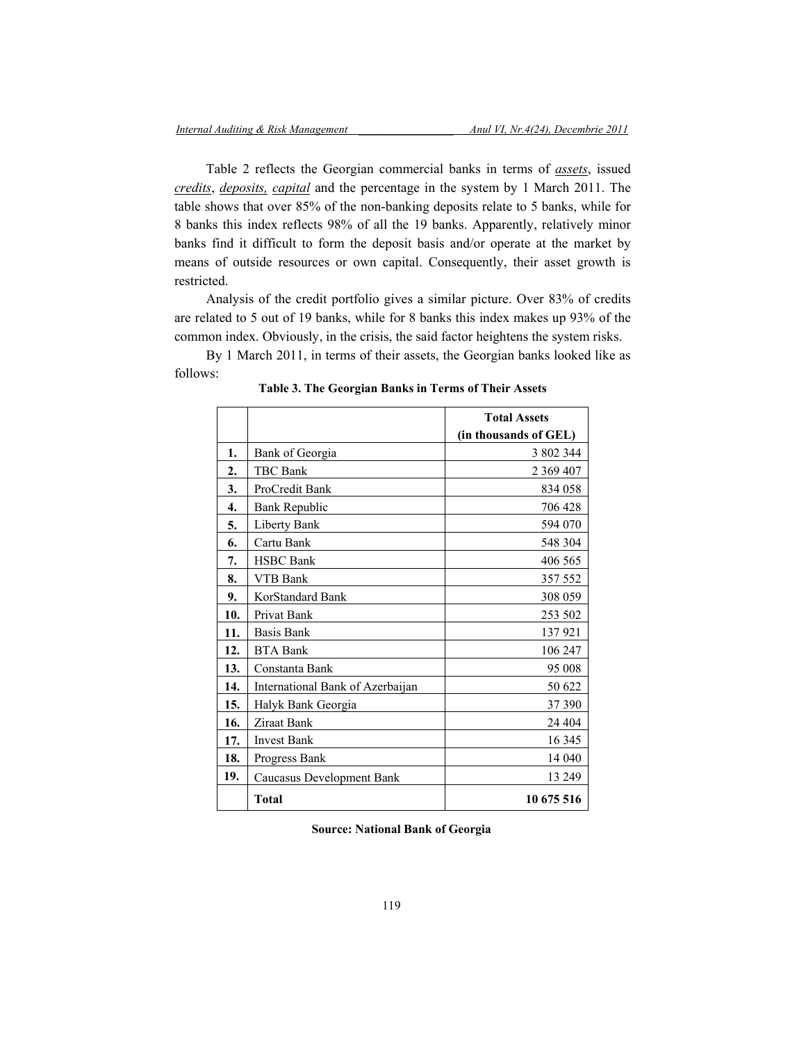Table 2 reflects the Georgian commercial banks in terms of *assets*, issued *credits*, *deposits, capital* and the percentage in the system by 1 March 2011. The table shows that over 85% of the non-banking deposits relate to 5 banks, while for 8 banks this index reflects 98% of all the 19 banks. Apparently, relatively minor banks find it difficult to form the deposit basis and/or operate at the market by means of outside resources or own capital. Consequently, their asset growth is restricted.

Analysis of the credit portfolio gives a similar picture. Over 83% of credits are related to 5 out of 19 banks, while for 8 banks this index makes up 93% of the common index. Obviously, in the crisis, the said factor heightens the system risks.

By 1 March 2011, in terms of their assets, the Georgian banks looked like as follows:

**Table 3. The Georgian Banks in Terms of Their Assets**

| | | **Total Assets (in thousands of GEL)** |
|---|---|---|
| **1.** | Bank of Georgia | 3 802 344 |
| **2.** | TBC Bank | 2 369 407 |
| **3.** | ProCredit Bank | 834 058 |
| **4.** | Bank Republic | 706 428 |
| **5.** | Liberty Bank | 594 070 |
| **6.** | Cartu Bank | 548 304 |
| **7.** | HSBC Bank | 406 565 |
| **8.** | VTB Bank | 357 552 |
| **9.** | KorStandard Bank | 308 059 |
| **10.** | Privat Bank | 253 502 |
| **11.** | Basis Bank | 137 921 |
| **12.** | BTA Bank | 106 247 |
| **13.** | Constanta Bank | 95 008 |
| **14.** | International Bank of Azerbaijan | 50 622 |
| **15.** | Halyk Bank Georgia | 37 390 |
| **16.** | Ziraat Bank | 24 404 |
| **17.** | Invest Bank | 16 345 |
| **18.** | Progress Bank | 14 040 |
| **19.** | Caucasus Development Bank | 13 249 |
| | **Total** | **10 675 516** |

**Source: National Bank of Georgia**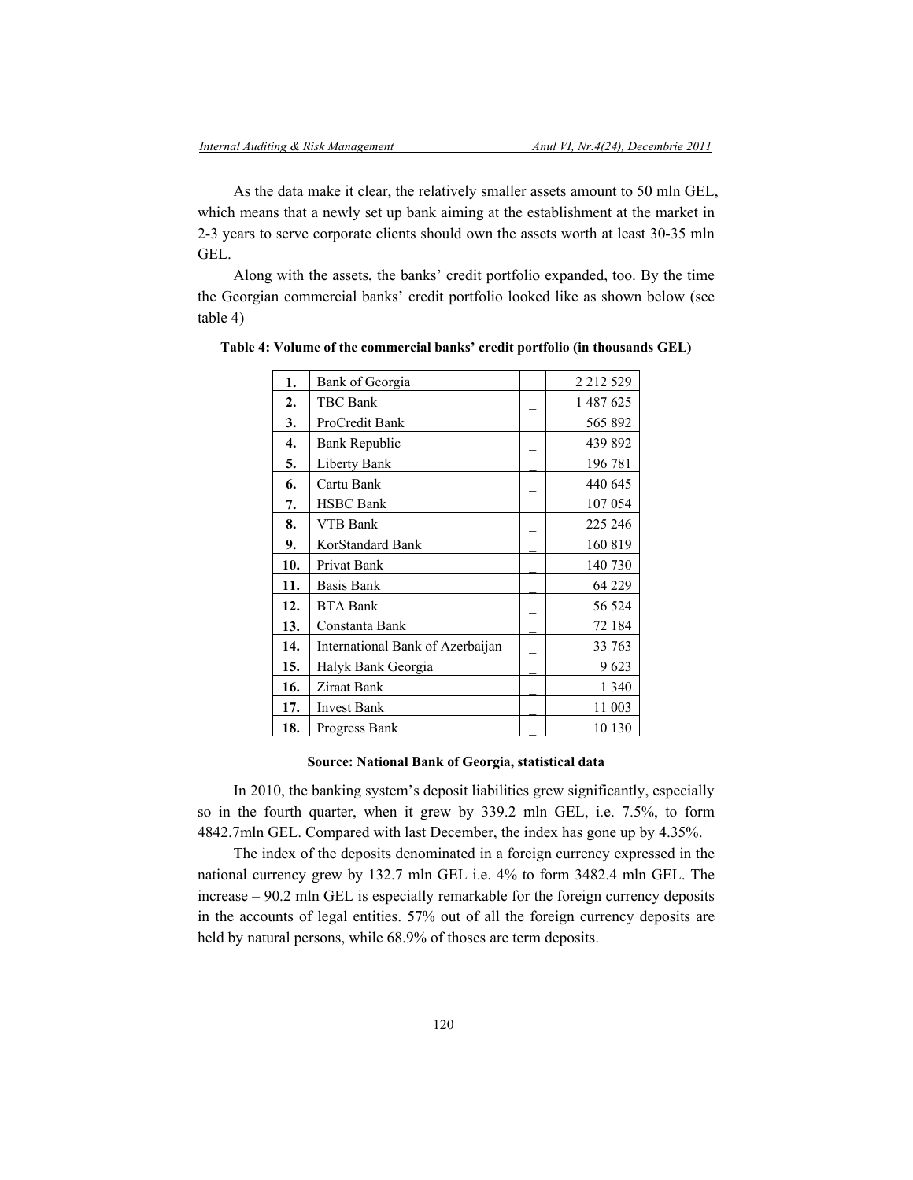As the data make it clear, the relatively smaller assets amount to 50 mln GEL, which means that a newly set up bank aiming at the establishment at the market in 2-3 years to serve corporate clients should own the assets worth at least 30-35 mln GEL.

Along with the assets, the banks' credit portfolio expanded, too. By the time the Georgian commercial banks' credit portfolio looked like as shown below (see table 4)

**Table 4: Volume of the commercial banks' credit portfolio (in thousands GEL)**

| | | | |
|---|---|---|---|
| **1.** | Bank of Georgia | _ | 2 212 529 |
| **2.** | TBC Bank | _ | 1 487 625 |
| **3.** | ProCredit Bank | _ | 565 892 |
| **4.** | Bank Republic | _ | 439 892 |
| **5.** | Liberty Bank | _ | 196 781 |
| **6.** | Cartu Bank | _ | 440 645 |
| **7.** | HSBC Bank | _ | 107 054 |
| **8.** | VTB Bank | _ | 225 246 |
| **9.** | KorStandard Bank | _ | 160 819 |
| **10.** | Privat Bank | _ | 140 730 |
| **11.** | Basis Bank | _ | 64 229 |
| **12.** | BTA Bank | _ | 56 524 |
| **13.** | Constanta Bank | _ | 72 184 |
| **14.** | International Bank of Azerbaijan | _ | 33 763 |
| **15.** | Halyk Bank Georgia | _ | 9 623 |
| **16.** | Ziraat Bank | _ | 1 340 |
| **17.** | Invest Bank | _ | 11 003 |
| **18.** | Progress Bank | _ | 10 130 |

**Source: National Bank of Georgia, statistical data**

In 2010, the banking system's deposit liabilities grew significantly, especially so in the fourth quarter, when it grew by 339.2 mln GEL, i.e. 7.5%, to form 4842.7mln GEL. Compared with last December, the index has gone up by 4.35%.

The index of the deposits denominated in a foreign currency expressed in the national currency grew by 132.7 mln GEL i.e. 4% to form 3482.4 mln GEL. The increase – 90.2 mln GEL is especially remarkable for the foreign currency deposits in the accounts of legal entities. 57% out of all the foreign currency deposits are held by natural persons, while 68.9% of thoses are term deposits.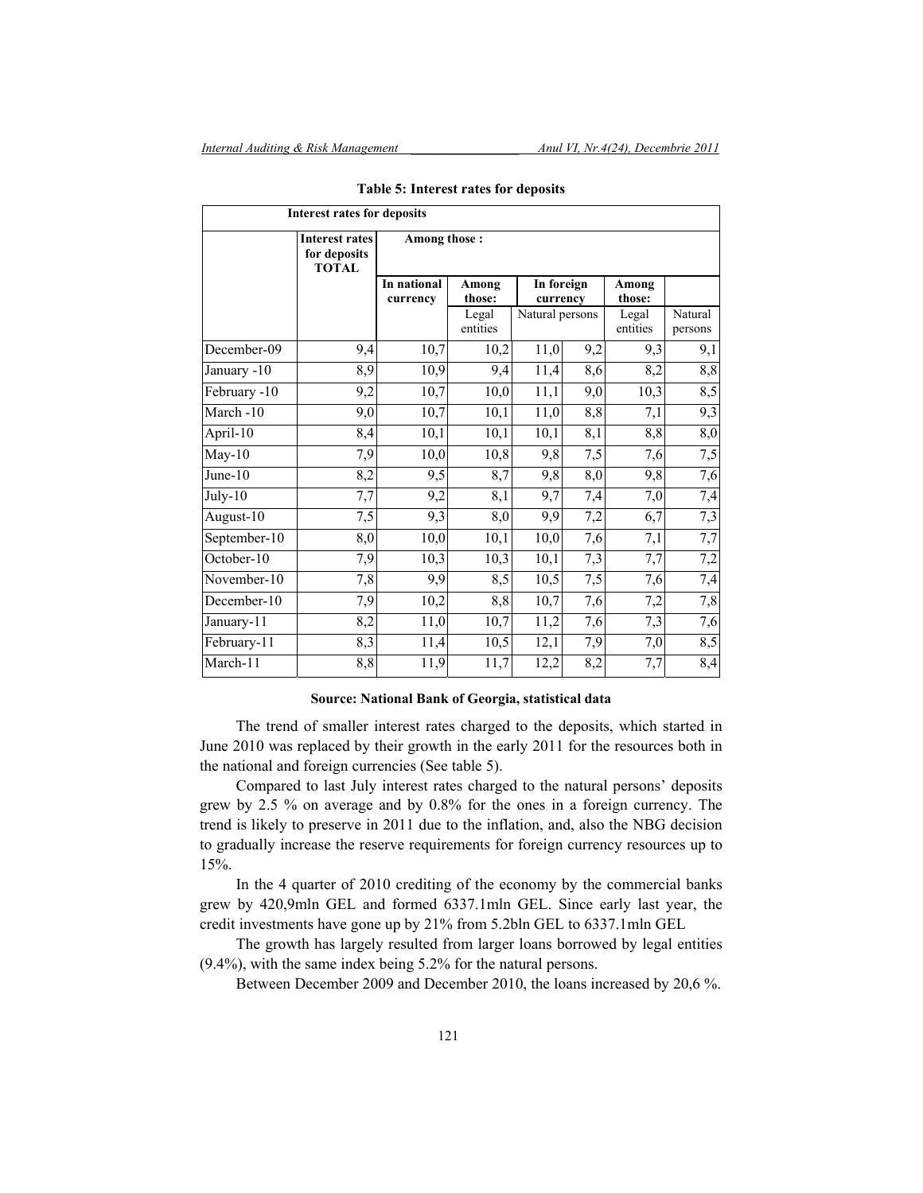**Table 5: Interest rates for deposits**

| Interest rates for deposits | | | | | | | |
|---|---|---|---|---|---|---|---|
| | Interest rates for deposits TOTAL | Among those : | | | | | |
| | | In national currency | Among those: | In foreign currency | | Among those: | |
| | | | Legal entities | Natural persons | | Legal entities | Natural persons |
| December-09 | 9,4 | 10,7 | 10,2 | 11,0 | 9,2 | 9,3 | 9,1 |
| January -10 | 8,9 | 10,9 | 9,4 | 11,4 | 8,6 | 8,2 | 8,8 |
| February -10 | 9,2 | 10,7 | 10,0 | 11,1 | 9,0 | 10,3 | 8,5 |
| March -10 | 9,0 | 10,7 | 10,1 | 11,0 | 8,8 | 7,1 | 9,3 |
| April-10 | 8,4 | 10,1 | 10,1 | 10,1 | 8,1 | 8,8 | 8,0 |
| May-10 | 7,9 | 10,0 | 10,8 | 9,8 | 7,5 | 7,6 | 7,5 |
| June-10 | 8,2 | 9,5 | 8,7 | 9,8 | 8,0 | 9,8 | 7,6 |
| July-10 | 7,7 | 9,2 | 8,1 | 9,7 | 7,4 | 7,0 | 7,4 |
| August-10 | 7,5 | 9,3 | 8,0 | 9,9 | 7,2 | 6,7 | 7,3 |
| September-10 | 8,0 | 10,0 | 10,1 | 10,0 | 7,6 | 7,1 | 7,7 |
| October-10 | 7,9 | 10,3 | 10,3 | 10,1 | 7,3 | 7,7 | 7,2 |
| November-10 | 7,8 | 9,9 | 8,5 | 10,5 | 7,5 | 7,6 | 7,4 |
| December-10 | 7,9 | 10,2 | 8,8 | 10,7 | 7,6 | 7,2 | 7,8 |
| January-11 | 8,2 | 11,0 | 10,7 | 11,2 | 7,6 | 7,3 | 7,6 |
| February-11 | 8,3 | 11,4 | 10,5 | 12,1 | 7,9 | 7,0 | 8,5 |
| March-11 | 8,8 | 11,9 | 11,7 | 12,2 | 8,2 | 7,7 | 8,4 |

**Source: National Bank of Georgia, statistical data**

The trend of smaller interest rates charged to the deposits, which started in June 2010 was replaced by their growth in the early 2011 for the resources both in the national and foreign currencies (See table 5).

Compared to last July interest rates charged to the natural persons' deposits grew by 2.5 % on average and by 0.8% for the ones in a foreign currency. The trend is likely to preserve in 2011 due to the inflation, and, also the NBG decision to gradually increase the reserve requirements for foreign currency resources up to 15%.

In the 4 quarter of 2010 crediting of the economy by the commercial banks grew by 420,9mln GEL and formed 6337.1mln GEL. Since early last year, the credit investments have gone up by 21% from 5.2bln GEL to 6337.1mln GEL

The growth has largely resulted from larger loans borrowed by legal entities (9.4%), with the same index being 5.2% for the natural persons.

Between December 2009 and December 2010, the loans increased by 20,6 %.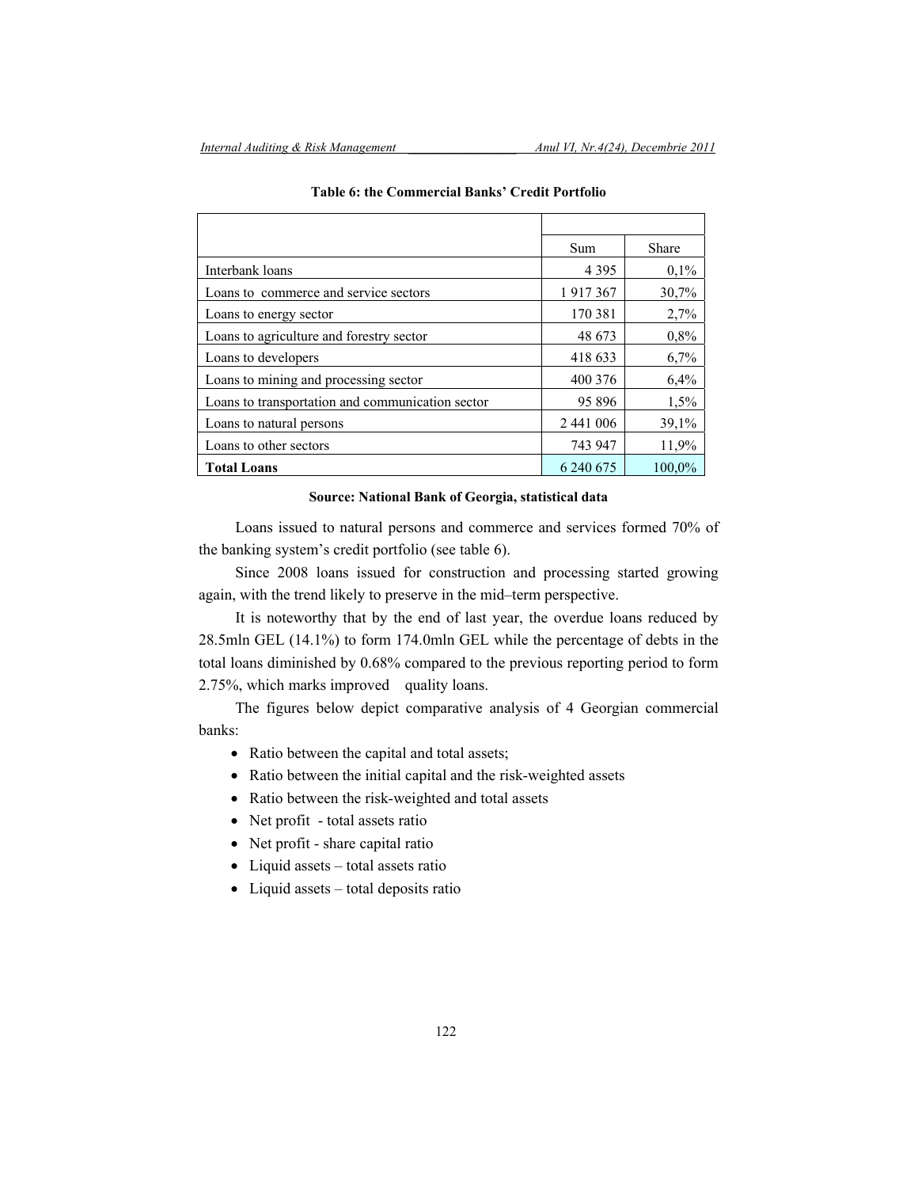**Table 6: the Commercial Banks' Credit Portfolio**

| | Sum | Share |
|---|---|---|
| Interbank loans | 4 395 | 0,1% |
| Loans to commerce and service sectors | 1 917 367 | 30,7% |
| Loans to energy sector | 170 381 | 2,7% |
| Loans to agriculture and forestry sector | 48 673 | 0,8% |
| Loans to developers | 418 633 | 6,7% |
| Loans to mining and processing sector | 400 376 | 6,4% |
| Loans to transportation and communication sector | 95 896 | 1,5% |
| Loans to natural persons | 2 441 006 | 39,1% |
| Loans to other sectors | 743 947 | 11,9% |
| **Total Loans** | 6 240 675 | 100,0% |

**Source: National Bank of Georgia, statistical data**

Loans issued to natural persons and commerce and services formed 70% of the banking system's credit portfolio (see table 6).

Since 2008 loans issued for construction and processing started growing again, with the trend likely to preserve in the mid–term perspective.

It is noteworthy that by the end of last year, the overdue loans reduced by 28.5mln GEL (14.1%) to form 174.0mln GEL while the percentage of debts in the total loans diminished by 0.68% compared to the previous reporting period to form 2.75%, which marks improved quality loans.

The figures below depict comparative analysis of 4 Georgian commercial banks:

- Ratio between the capital and total assets;
- Ratio between the initial capital and the risk-weighted assets
- Ratio between the risk-weighted and total assets
- Net profit - total assets ratio
- Net profit - share capital ratio
- Liquid assets – total assets ratio
- Liquid assets – total deposits ratio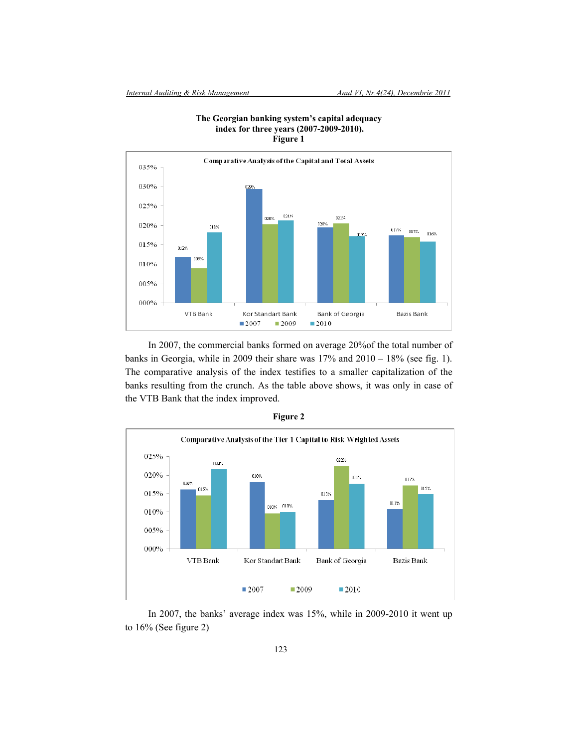**The Georgian banking system's capital adequacy index for three years (2007-2009-2010).**
**Figure 1**

**Comparative Analysis of the Capital and Total Assets**

| | 2007 | 2009 | 2010 |
|---|---|---|---|
| VTB Bank | 012% | 009% | 018% |
| Kor Standart Bank | 029% | 020% | 021% |
| Bank of Georgia | 020% | 021% | 017% |
| Bazis Bank | 017% | 017% | 016% |

In 2007, the commercial banks formed on average 20%of the total number of banks in Georgia, while in 2009 their share was 17% and 2010 – 18% (see fig. 1). The comparative analysis of the index testifies to a smaller capitalization of the banks resulting from the crunch. As the table above shows, it was only in case of the VTB Bank that the index improved.

**Figure 2**

**Comparative Analysis of the Tier 1 Capital to Risk Weighted Assets**

| | 2007 | 2009 | 2010 |
|---|---|---|---|
| VTB Bank | 016% | 015% | 022% |
| Kor Standart Bank | 018% | 010% | 010% |
| Bank of Georgia | 013% | 022% | 018% |
| Bazis Bank | 011% | 017% | 015% |

In 2007, the banks' average index was 15%, while in 2009-2010 it went up to 16% (See figure 2)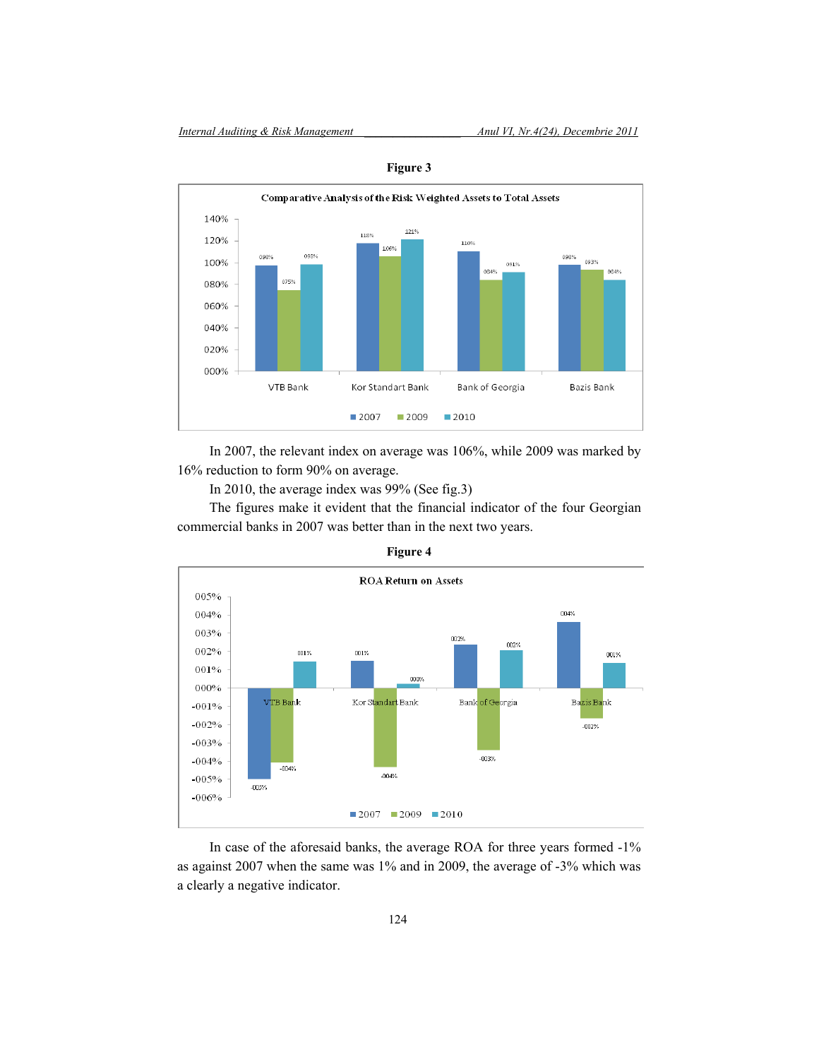**Figure 3**

In 2007, the relevant index on average was 106%, while 2009 was marked by 16% reduction to form 90% on average.

In 2010, the average index was 99% (See fig.3)

The figures make it evident that the financial indicator of the four Georgian commercial banks in 2007 was better than in the next two years.

**Figure 4**

In case of the aforesaid banks, the average ROA for three years formed -1% as against 2007 when the same was 1% and in 2009, the average of -3% which was a clearly a negative indicator.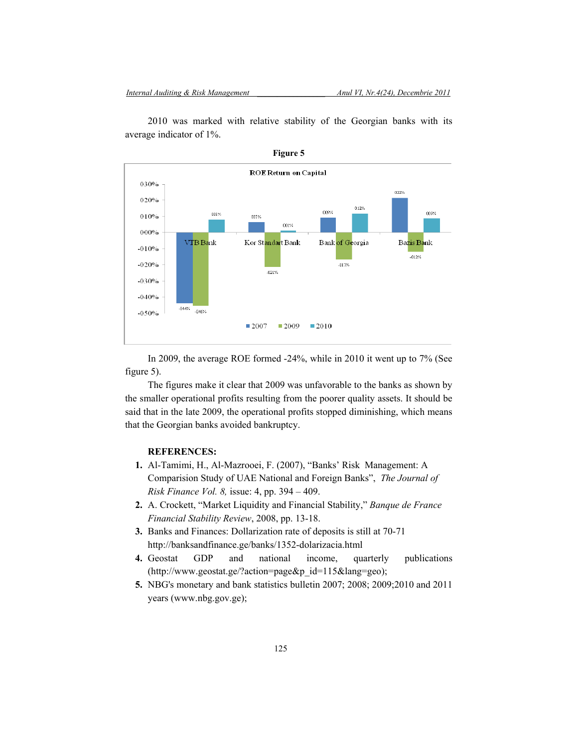2010 was marked with relative stability of the Georgian banks with its average indicator of 1%.

**Figure 5**

ROE Return on Capital

0.30%
0.20%
0.10%
0.00%
-0.10%
-0.20%
-0.30%
-0.40%
-0.50%

VTB Bank
Kor Standart Bank
Bank of Georgia
Bazis Bank

-0.44%
-0.46%
0.08%
0.07%
-0.21%
0.01%
0.09%
-0.17%
0.12%
0.22%
-0.12%
0.09%

2007 2009 2010

In 2009, the average ROE formed -24%, while in 2010 it went up to 7% (See figure 5).

The figures make it clear that 2009 was unfavorable to the banks as shown by the smaller operational profits resulting from the poorer quality assets. It should be said that in the late 2009, the operational profits stopped diminishing, which means that the Georgian banks avoided bankruptcy.

**REFERENCES:**

1. Al-Tamimi, H., Al-Mazrooei, F. (2007), "Banks' Risk Management: A Comparision Study of UAE National and Foreign Banks", *The Journal of Risk Finance Vol. 8,* issue: 4, pp. 394 – 409.
2. A. Crockett, "Market Liquidity and Financial Stability," *Banque de France Financial Stability Review*, 2008, pp. 13-18.
3. Banks and Finances: Dollarization rate of deposits is still at 70-71 http://banksandfinance.ge/banks/1352-dolarizacia.html
4. Geostat GDP and national income, quarterly publications (http://www.geostat.ge/?action=page&p_id=115&lang=geo);
5. NBG's monetary and bank statistics bulletin 2007; 2008; 2009;2010 and 2011 years (www.nbg.gov.ge);